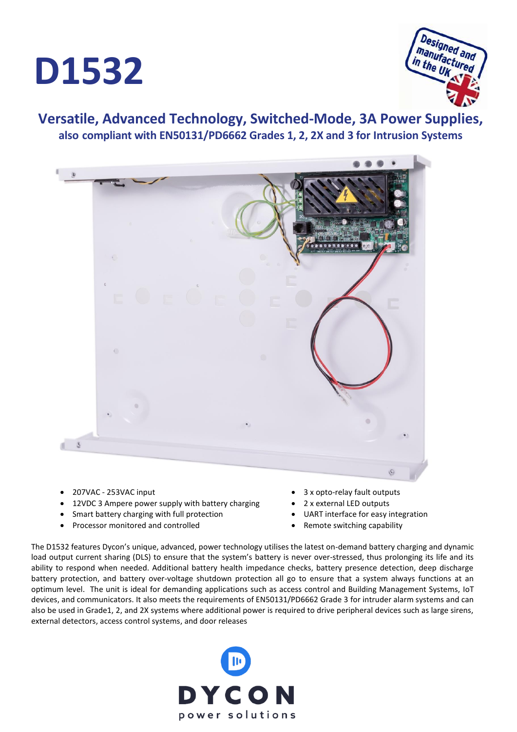# D1532

## Versatile, Advanced Technology, Switched-Mode, 3A Power Supplies,

### also compliant with EN50131/PD6662 Grades 1, 2, 2X and 3 for Intrusion Systems

- 207VAC - 253VAC input
- 12VDC 3 Ampere power supply with battery charging
- Smart battery charging with full protection
- Processor monitored and controlled
- 3 x opto-relay fault outputs
- 2 x external LED outputs
- UART interface for easy integration
- Remote switching capability

The D1532 features Dycon's unique, advanced, power technology utilises the latest on-demand battery charging and dynamic load output current sharing (DLS) to ensure that the system's battery is never over-stressed, thus prolonging its life and its ability to respond when needed. Additional battery health impedance checks, battery presence detection, deep discharge battery protection, and battery over-voltage shutdown protection all go to ensure that a system always functions at an optimum level. The unit is ideal for demanding applications such as access control and Building Management Systems, IoT devices, and communicators. It also meets the requirements of EN50131/PD6662 Grade 3 for intruder alarm systems and can also be used in Grade1, 2, and 2X systems where additional power is required to drive peripheral devices such as large sirens, external detectors, access control systems, and door releases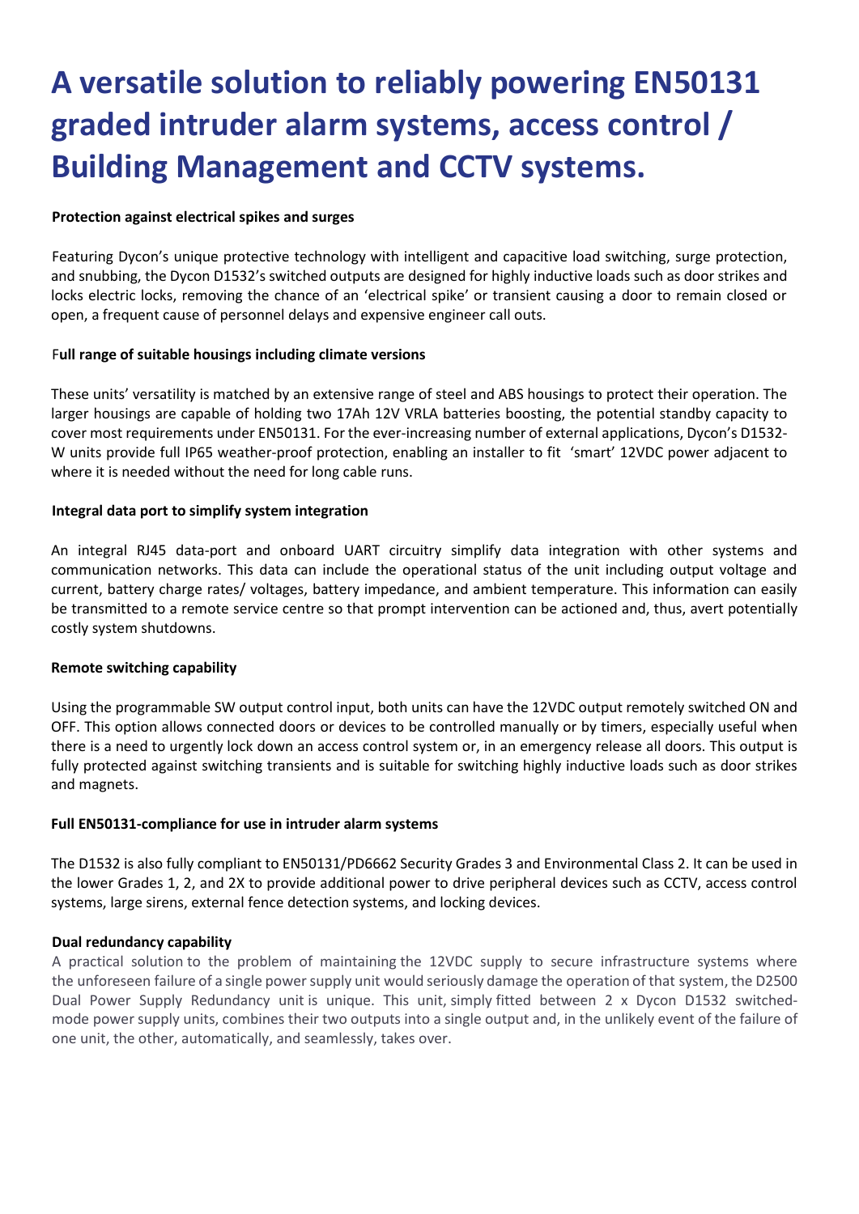# A versatile solution to reliably powering EN50131 graded intruder alarm systems, access control / Building Management and CCTV systems.

**Protection against electrical spikes and surges**

Featuring Dycon's unique protective technology with intelligent and capacitive load switching, surge protection, and snubbing, the Dycon D1532's switched outputs are designed for highly inductive loads such as door strikes and locks electric locks, removing the chance of an 'electrical spike' or transient causing a door to remain closed or open, a frequent cause of personnel delays and expensive engineer call outs.

**Full range of suitable housings including climate versions**

These units' versatility is matched by an extensive range of steel and ABS housings to protect their operation. The larger housings are capable of holding two 17Ah 12V VRLA batteries boosting, the potential standby capacity to cover most requirements under EN50131. For the ever-increasing number of external applications, Dycon's D1532-W units provide full IP65 weather-proof protection, enabling an installer to fit 'smart' 12VDC power adjacent to where it is needed without the need for long cable runs.

**Integral data port to simplify system integration**

An integral RJ45 data-port and onboard UART circuitry simplify data integration with other systems and communication networks. This data can include the operational status of the unit including output voltage and current, battery charge rates/ voltages, battery impedance, and ambient temperature. This information can easily be transmitted to a remote service centre so that prompt intervention can be actioned and, thus, avert potentially costly system shutdowns.

**Remote switching capability**

Using the programmable SW output control input, both units can have the 12VDC output remotely switched ON and OFF. This option allows connected doors or devices to be controlled manually or by timers, especially useful when there is a need to urgently lock down an access control system or, in an emergency release all doors. This output is fully protected against switching transients and is suitable for switching highly inductive loads such as door strikes and magnets.

**Full EN50131-compliance for use in intruder alarm systems**

The D1532 is also fully compliant to EN50131/PD6662 Security Grades 3 and Environmental Class 2. It can be used in the lower Grades 1, 2, and 2X to provide additional power to drive peripheral devices such as CCTV, access control systems, large sirens, external fence detection systems, and locking devices.

**Dual redundancy capability**

A practical solution to the problem of maintaining the 12VDC supply to secure infrastructure systems where the unforeseen failure of a single power supply unit would seriously damage the operation of that system, the D2500 Dual Power Supply Redundancy unit is unique. This unit, simply fitted between 2 x Dycon D1532 switched-mode power supply units, combines their two outputs into a single output and, in the unlikely event of the failure of one unit, the other, automatically, and seamlessly, takes over.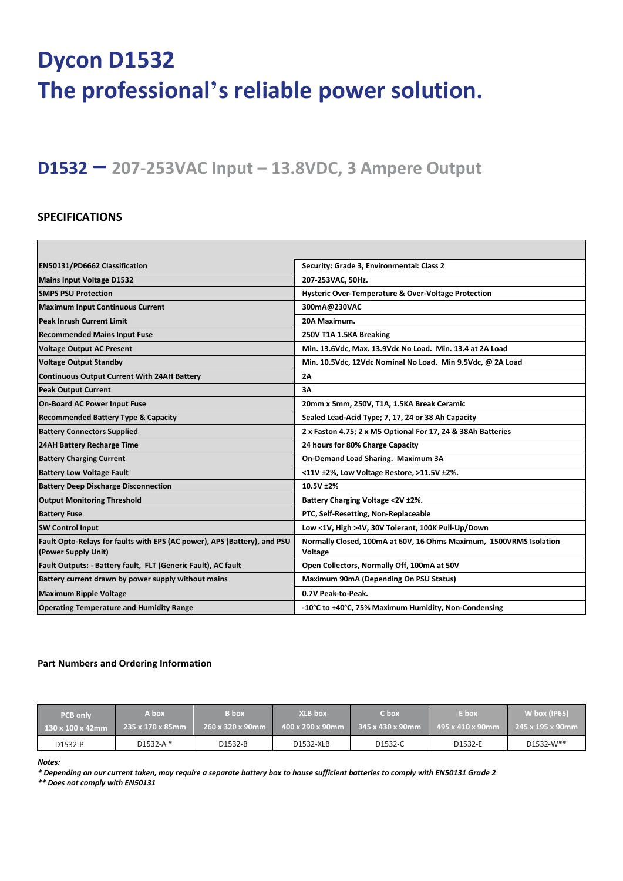# Dycon D1532
# The professional's reliable power solution.

## D1532 – 207-253VAC Input – 13.8VDC, 3 Ampere Output

### SPECIFICATIONS

| | |
|---|---|
| **EN50131/PD6662 Classification** | **Security: Grade 3, Environmental: Class 2** |
| **Mains Input Voltage D1532** | **207-253VAC, 50Hz.** |
| **SMPS PSU Protection** | **Hysteric Over-Temperature & Over-Voltage Protection** |
| **Maximum Input Continuous Current** | **300mA@230VAC** |
| **Peak Inrush Current Limit** | **20A Maximum.** |
| **Recommended Mains Input Fuse** | **250V T1A 1.5KA Breaking** |
| **Voltage Output AC Present** | **Min. 13.6Vdc, Max. 13.9Vdc No Load. Min. 13.4 at 2A Load** |
| **Voltage Output Standby** | **Min. 10.5Vdc, 12Vdc Nominal No Load. Min 9.5Vdc, @ 2A Load** |
| **Continuous Output Current With 24AH Battery** | **2A** |
| **Peak Output Current** | **3A** |
| **On-Board AC Power Input Fuse** | **20mm x 5mm, 250V, T1A, 1.5KA Break Ceramic** |
| **Recommended Battery Type & Capacity** | **Sealed Lead-Acid Type; 7, 17, 24 or 38 Ah Capacity** |
| **Battery Connectors Supplied** | **2 x Faston 4.75; 2 x M5 Optional For 17, 24 & 38Ah Batteries** |
| **24AH Battery Recharge Time** | **24 hours for 80% Charge Capacity** |
| **Battery Charging Current** | **On-Demand Load Sharing. Maximum 3A** |
| **Battery Low Voltage Fault** | **<11V ±2%, Low Voltage Restore, >11.5V ±2%.** |
| **Battery Deep Discharge Disconnection** | **10.5V ±2%** |
| **Output Monitoring Threshold** | **Battery Charging Voltage <2V ±2%.** |
| **Battery Fuse** | **PTC, Self-Resetting, Non-Replaceable** |
| **SW Control Input** | **Low <1V, High >4V, 30V Tolerant, 100K Pull-Up/Down** |
| **Fault Opto-Relays for faults with EPS (AC power), APS (Battery), and PSU (Power Supply Unit)** | **Normally Closed, 100mA at 60V, 16 Ohms Maximum, 1500VRMS Isolation Voltage** |
| **Fault Outputs: - Battery fault, FLT (Generic Fault), AC fault** | **Open Collectors, Normally Off, 100mA at 50V** |
| **Battery current drawn by power supply without mains** | **Maximum 90mA (Depending On PSU Status)** |
| **Maximum Ripple Voltage** | **0.7V Peak-to-Peak.** |
| **Operating Temperature and Humidity Range** | **-10°C to +40°C, 75% Maximum Humidity, Non-Condensing** |

**Part Numbers and Ordering Information**

| PCB only 130 x 100 x 42mm | A box 235 x 170 x 85mm | B box 260 x 320 x 90mm | XLB box 400 x 290 x 90mm | C box 345 x 430 x 90mm | E box 495 x 410 x 90mm | W box (IP65) 245 x 195 x 90mm |
|---|---|---|---|---|---|---|
| D1532-P | D1532-A * | D1532-B | D1532-XLB | D1532-C | D1532-E | D1532-W** |

***Notes:***

***\* Depending on our current taken, may require a separate battery box to house sufficient batteries to comply with EN50131 Grade 2***

***\*\* Does not comply with EN50131***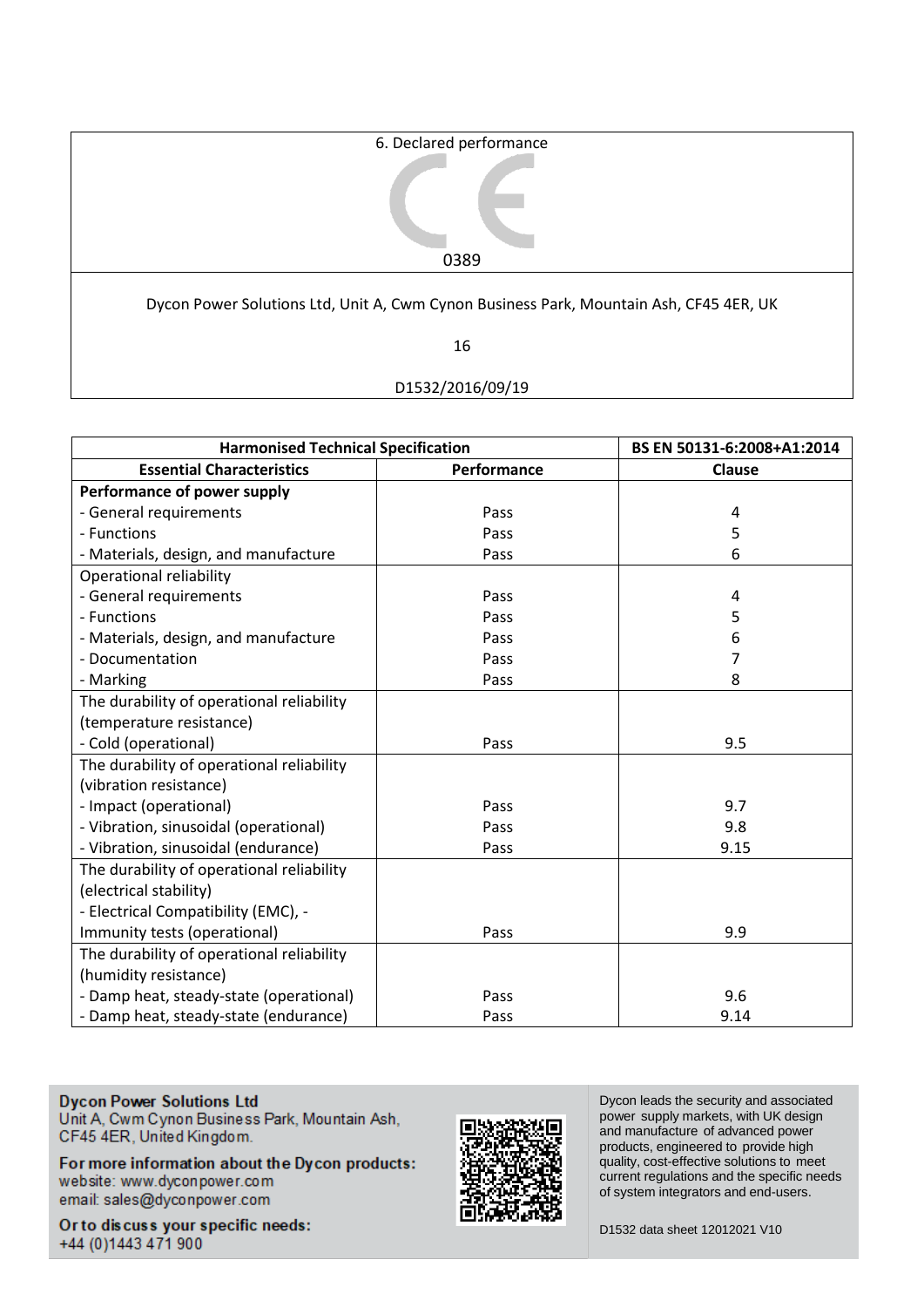6. Declared performance

CE

0389

Dycon Power Solutions Ltd, Unit A, Cwm Cynon Business Park, Mountain Ash, CF45 4ER, UK

16

D1532/2016/09/19

| Harmonised Technical Specification | | BS EN 50131-6:2008+A1:2014 |
|---|---|---|
| **Essential Characteristics** | **Performance** | **Clause** |
| **Performance of power supply** | | |
| - General requirements | Pass | 4 |
| - Functions | Pass | 5 |
| - Materials, design, and manufacture | Pass | 6 |
| Operational reliability | | |
| - General requirements | Pass | 4 |
| - Functions | Pass | 5 |
| - Materials, design, and manufacture | Pass | 6 |
| - Documentation | Pass | 7 |
| - Marking | Pass | 8 |
| The durability of operational reliability (temperature resistance) | | |
| - Cold (operational) | Pass | 9.5 |
| The durability of operational reliability (vibration resistance) | | |
| - Impact (operational) | Pass | 9.7 |
| - Vibration, sinusoidal (operational) | Pass | 9.8 |
| - Vibration, sinusoidal (endurance) | Pass | 9.15 |
| The durability of operational reliability (electrical stability) | | |
| - Electrical Compatibility (EMC), - Immunity tests (operational) | Pass | 9.9 |
| The durability of operational reliability (humidity resistance) | | |
| - Damp heat, steady-state (operational) | Pass | 9.6 |
| - Damp heat, steady-state (endurance) | Pass | 9.14 |

**Dycon Power Solutions Ltd**
Unit A, Cwm Cynon Business Park, Mountain Ash, CF45 4ER, United Kingdom.

**For more information about the Dycon products:**
website: www.dyconpower.com
email: sales@dyconpower.com

**Or to discuss your specific needs:**
+44 (0)1443 471 900

Dycon leads the security and associated power supply markets, with UK design and manufacture of advanced power products, engineered to provide high quality, cost-effective solutions to meet current regulations and the specific needs of system integrators and end-users.

D1532 data sheet 12012021 V10